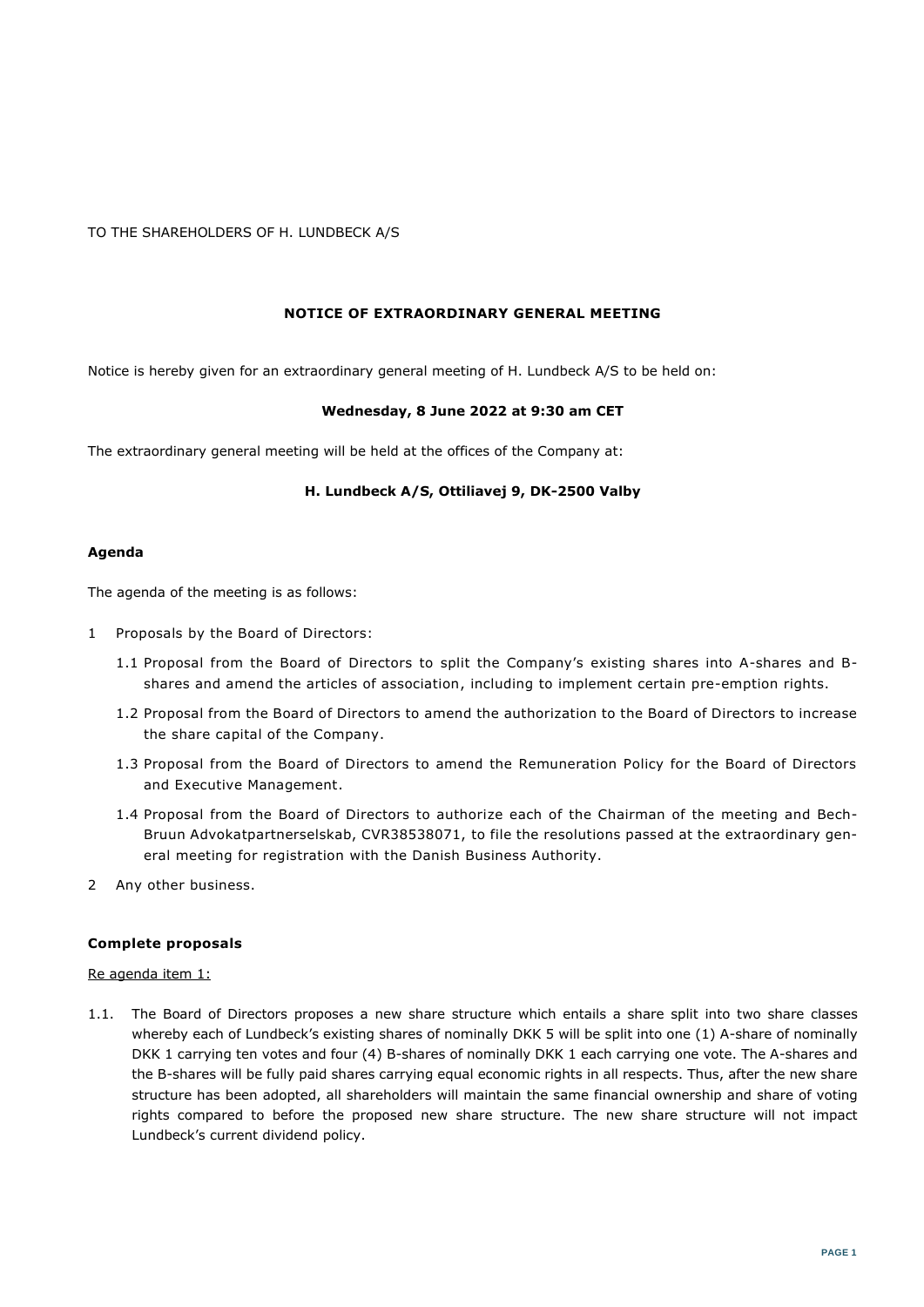TO THE SHAREHOLDERS OF H. LUNDBECK A/S

# NOTICE OF EXTRAORDINARY GENERAL MEETING

Notice is hereby given for an extraordinary general meeting of H. Lundbeck A/S to be held on:

**Wednesday, 8 June 2022 at 9:30 am CET**

The extraordinary general meeting will be held at the offices of the Company at:

**H. Lundbeck A/S, Ottiliavej 9, DK-2500 Valby**

## Agenda

The agenda of the meeting is as follows:

1 Proposals by the Board of Directors:

   1.1 Proposal from the Board of Directors to split the Company's existing shares into A-shares and B-shares and amend the articles of association, including to implement certain pre-emption rights.

   1.2 Proposal from the Board of Directors to amend the authorization to the Board of Directors to increase the share capital of the Company.

   1.3 Proposal from the Board of Directors to amend the Remuneration Policy for the Board of Directors and Executive Management.

   1.4 Proposal from the Board of Directors to authorize each of the Chairman of the meeting and Bech-Bruun Advokatpartnerselskab, CVR38538071, to file the resolutions passed at the extraordinary general meeting for registration with the Danish Business Authority.

2 Any other business.

## Complete proposals

Re agenda item 1:

1.1. The Board of Directors proposes a new share structure which entails a share split into two share classes whereby each of Lundbeck's existing shares of nominally DKK 5 will be split into one (1) A-share of nominally DKK 1 carrying ten votes and four (4) B-shares of nominally DKK 1 each carrying one vote. The A-shares and the B-shares will be fully paid shares carrying equal economic rights in all respects. Thus, after the new share structure has been adopted, all shareholders will maintain the same financial ownership and share of voting rights compared to before the proposed new share structure. The new share structure will not impact Lundbeck's current dividend policy.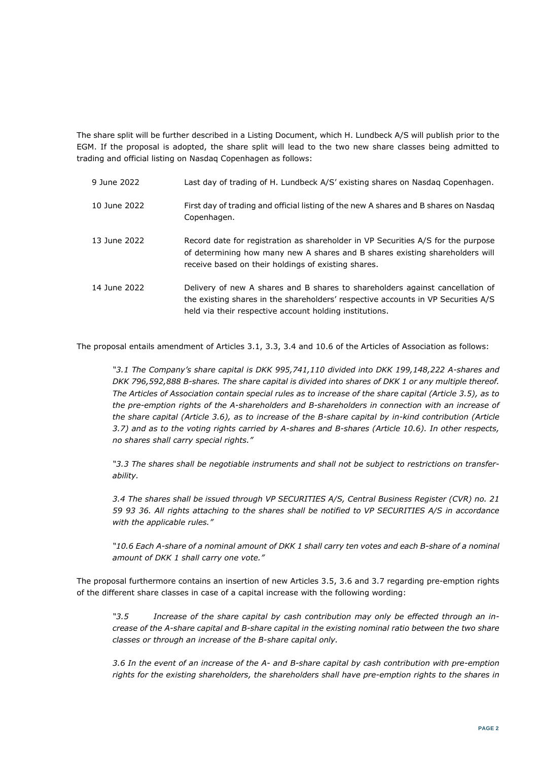The share split will be further described in a Listing Document, which H. Lundbeck A/S will publish prior to the EGM. If the proposal is adopted, the share split will lead to the two new share classes being admitted to trading and official listing on Nasdaq Copenhagen as follows:

| | |
|---|---|
| 9 June 2022 | Last day of trading of H. Lundbeck A/S' existing shares on Nasdaq Copenhagen. |
| 10 June 2022 | First day of trading and official listing of the new A shares and B shares on Nasdaq Copenhagen. |
| 13 June 2022 | Record date for registration as shareholder in VP Securities A/S for the purpose of determining how many new A shares and B shares existing shareholders will receive based on their holdings of existing shares. |
| 14 June 2022 | Delivery of new A shares and B shares to shareholders against cancellation of the existing shares in the shareholders' respective accounts in VP Securities A/S held via their respective account holding institutions. |

The proposal entails amendment of Articles 3.1, 3.3, 3.4 and 10.6 of the Articles of Association as follows:

> *"3.1 The Company's share capital is DKK 995,741,110 divided into DKK 199,148,222 A-shares and DKK 796,592,888 B-shares. The share capital is divided into shares of DKK 1 or any multiple thereof. The Articles of Association contain special rules as to increase of the share capital (Article 3.5), as to the pre-emption rights of the A-shareholders and B-shareholders in connection with an increase of the share capital (Article 3.6), as to increase of the B-share capital by in-kind contribution (Article 3.7) and as to the voting rights carried by A-shares and B-shares (Article 10.6). In other respects, no shares shall carry special rights."*
>
> *"3.3 The shares shall be negotiable instruments and shall not be subject to restrictions on transferability.*
>
> *3.4 The shares shall be issued through VP SECURITIES A/S, Central Business Register (CVR) no. 21 59 93 36. All rights attaching to the shares shall be notified to VP SECURITIES A/S in accordance with the applicable rules."*
>
> *"10.6 Each A-share of a nominal amount of DKK 1 shall carry ten votes and each B-share of a nominal amount of DKK 1 shall carry one vote."*

The proposal furthermore contains an insertion of new Articles 3.5, 3.6 and 3.7 regarding pre-emption rights of the different share classes in case of a capital increase with the following wording:

> *"3.5 Increase of the share capital by cash contribution may only be effected through an increase of the A-share capital and B-share capital in the existing nominal ratio between the two share classes or through an increase of the B-share capital only.*
>
> *3.6 In the event of an increase of the A- and B-share capital by cash contribution with pre-emption rights for the existing shareholders, the shareholders shall have pre-emption rights to the shares in*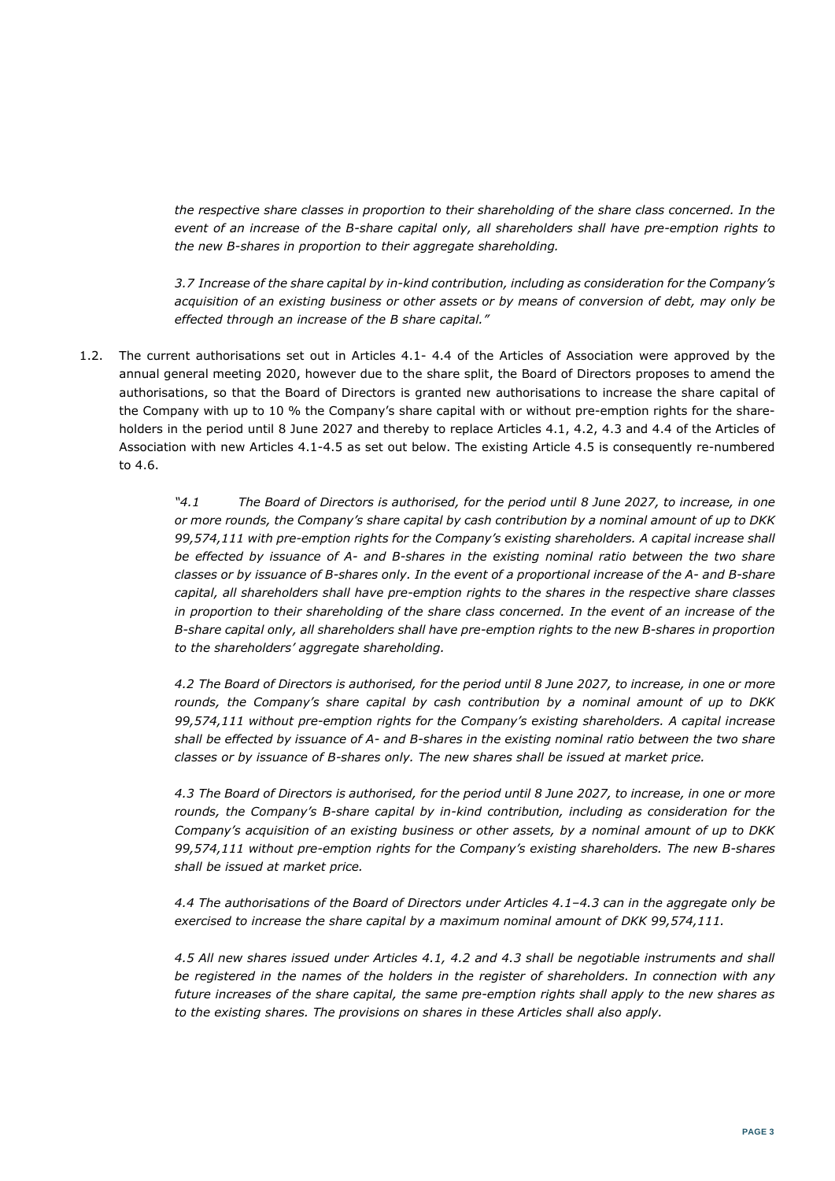*the respective share classes in proportion to their shareholding of the share class concerned. In the event of an increase of the B-share capital only, all shareholders shall have pre-emption rights to the new B-shares in proportion to their aggregate shareholding.*

*3.7 Increase of the share capital by in-kind contribution, including as consideration for the Company's acquisition of an existing business or other assets or by means of conversion of debt, may only be effected through an increase of the B share capital."*

1.2. The current authorisations set out in Articles 4.1- 4.4 of the Articles of Association were approved by the annual general meeting 2020, however due to the share split, the Board of Directors proposes to amend the authorisations, so that the Board of Directors is granted new authorisations to increase the share capital of the Company with up to 10 % the Company's share capital with or without pre-emption rights for the shareholders in the period until 8 June 2027 and thereby to replace Articles 4.1, 4.2, 4.3 and 4.4 of the Articles of Association with new Articles 4.1-4.5 as set out below. The existing Article 4.5 is consequently re-numbered to 4.6.

> *"4.1 The Board of Directors is authorised, for the period until 8 June 2027, to increase, in one or more rounds, the Company's share capital by cash contribution by a nominal amount of up to DKK 99,574,111 with pre-emption rights for the Company's existing shareholders. A capital increase shall be effected by issuance of A- and B-shares in the existing nominal ratio between the two share classes or by issuance of B-shares only. In the event of a proportional increase of the A- and B-share capital, all shareholders shall have pre-emption rights to the shares in the respective share classes in proportion to their shareholding of the share class concerned. In the event of an increase of the B-share capital only, all shareholders shall have pre-emption rights to the new B-shares in proportion to the shareholders' aggregate shareholding.*
>
> *4.2 The Board of Directors is authorised, for the period until 8 June 2027, to increase, in one or more rounds, the Company's share capital by cash contribution by a nominal amount of up to DKK 99,574,111 without pre-emption rights for the Company's existing shareholders. A capital increase shall be effected by issuance of A- and B-shares in the existing nominal ratio between the two share classes or by issuance of B-shares only. The new shares shall be issued at market price.*
>
> *4.3 The Board of Directors is authorised, for the period until 8 June 2027, to increase, in one or more rounds, the Company's B-share capital by in-kind contribution, including as consideration for the Company's acquisition of an existing business or other assets, by a nominal amount of up to DKK 99,574,111 without pre-emption rights for the Company's existing shareholders. The new B-shares shall be issued at market price.*
>
> *4.4 The authorisations of the Board of Directors under Articles 4.1–4.3 can in the aggregate only be exercised to increase the share capital by a maximum nominal amount of DKK 99,574,111.*
>
> *4.5 All new shares issued under Articles 4.1, 4.2 and 4.3 shall be negotiable instruments and shall be registered in the names of the holders in the register of shareholders. In connection with any future increases of the share capital, the same pre-emption rights shall apply to the new shares as to the existing shares. The provisions on shares in these Articles shall also apply.*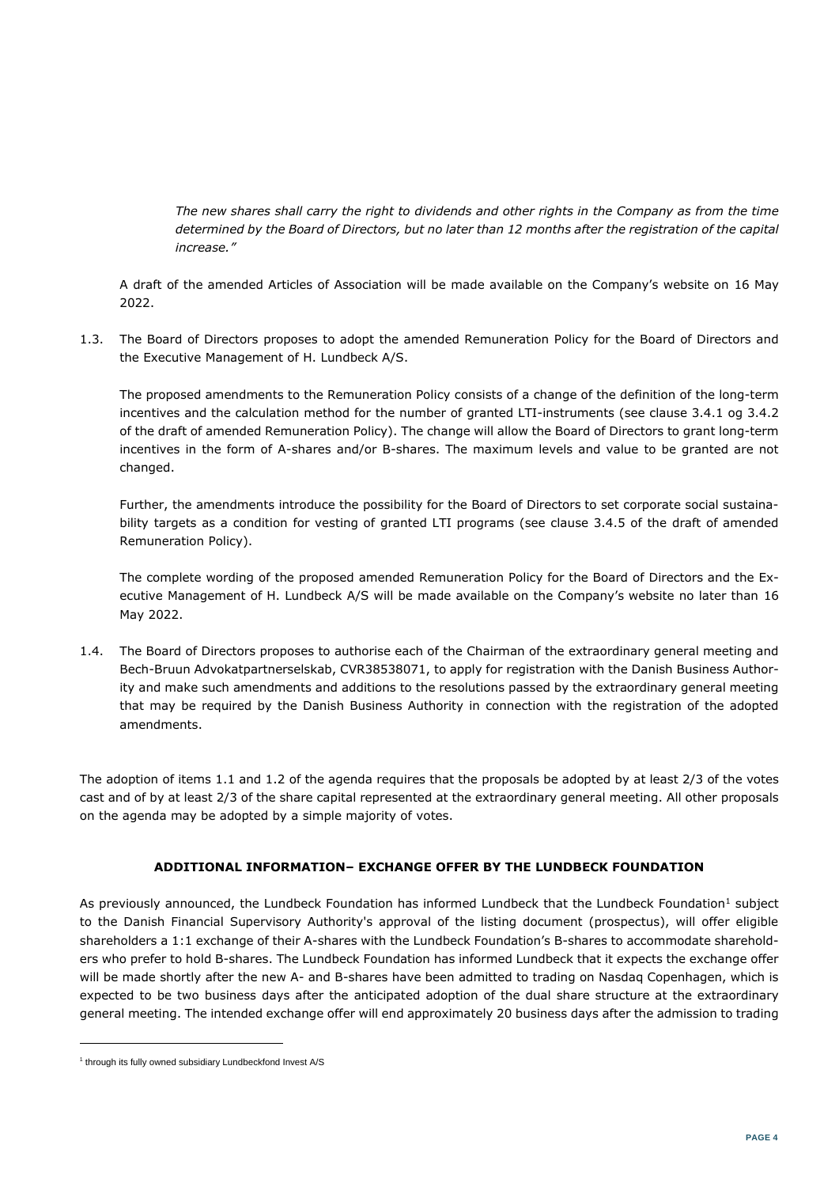*The new shares shall carry the right to dividends and other rights in the Company as from the time determined by the Board of Directors, but no later than 12 months after the registration of the capital increase."*

A draft of the amended Articles of Association will be made available on the Company's website on 16 May 2022.

1.3. The Board of Directors proposes to adopt the amended Remuneration Policy for the Board of Directors and the Executive Management of H. Lundbeck A/S.

   The proposed amendments to the Remuneration Policy consists of a change of the definition of the long-term incentives and the calculation method for the number of granted LTI-instruments (see clause 3.4.1 og 3.4.2 of the draft of amended Remuneration Policy). The change will allow the Board of Directors to grant long-term incentives in the form of A-shares and/or B-shares. The maximum levels and value to be granted are not changed.

   Further, the amendments introduce the possibility for the Board of Directors to set corporate social sustainability targets as a condition for vesting of granted LTI programs (see clause 3.4.5 of the draft of amended Remuneration Policy).

   The complete wording of the proposed amended Remuneration Policy for the Board of Directors and the Executive Management of H. Lundbeck A/S will be made available on the Company's website no later than 16 May 2022.

1.4. The Board of Directors proposes to authorise each of the Chairman of the extraordinary general meeting and Bech-Bruun Advokatpartnerselskab, CVR38538071, to apply for registration with the Danish Business Authority and make such amendments and additions to the resolutions passed by the extraordinary general meeting that may be required by the Danish Business Authority in connection with the registration of the adopted amendments.

The adoption of items 1.1 and 1.2 of the agenda requires that the proposals be adopted by at least 2/3 of the votes cast and of by at least 2/3 of the share capital represented at the extraordinary general meeting. All other proposals on the agenda may be adopted by a simple majority of votes.

**ADDITIONAL INFORMATION– EXCHANGE OFFER BY THE LUNDBECK FOUNDATION**

As previously announced, the Lundbeck Foundation has informed Lundbeck that the Lundbeck Foundation[1] subject to the Danish Financial Supervisory Authority's approval of the listing document (prospectus), will offer eligible shareholders a 1:1 exchange of their A-shares with the Lundbeck Foundation's B-shares to accommodate shareholders who prefer to hold B-shares. The Lundbeck Foundation has informed Lundbeck that it expects the exchange offer will be made shortly after the new A- and B-shares have been admitted to trading on Nasdaq Copenhagen, which is expected to be two business days after the anticipated adoption of the dual share structure at the extraordinary general meeting. The intended exchange offer will end approximately 20 business days after the admission to trading

[1] through its fully owned subsidiary Lundbeckfond Invest A/S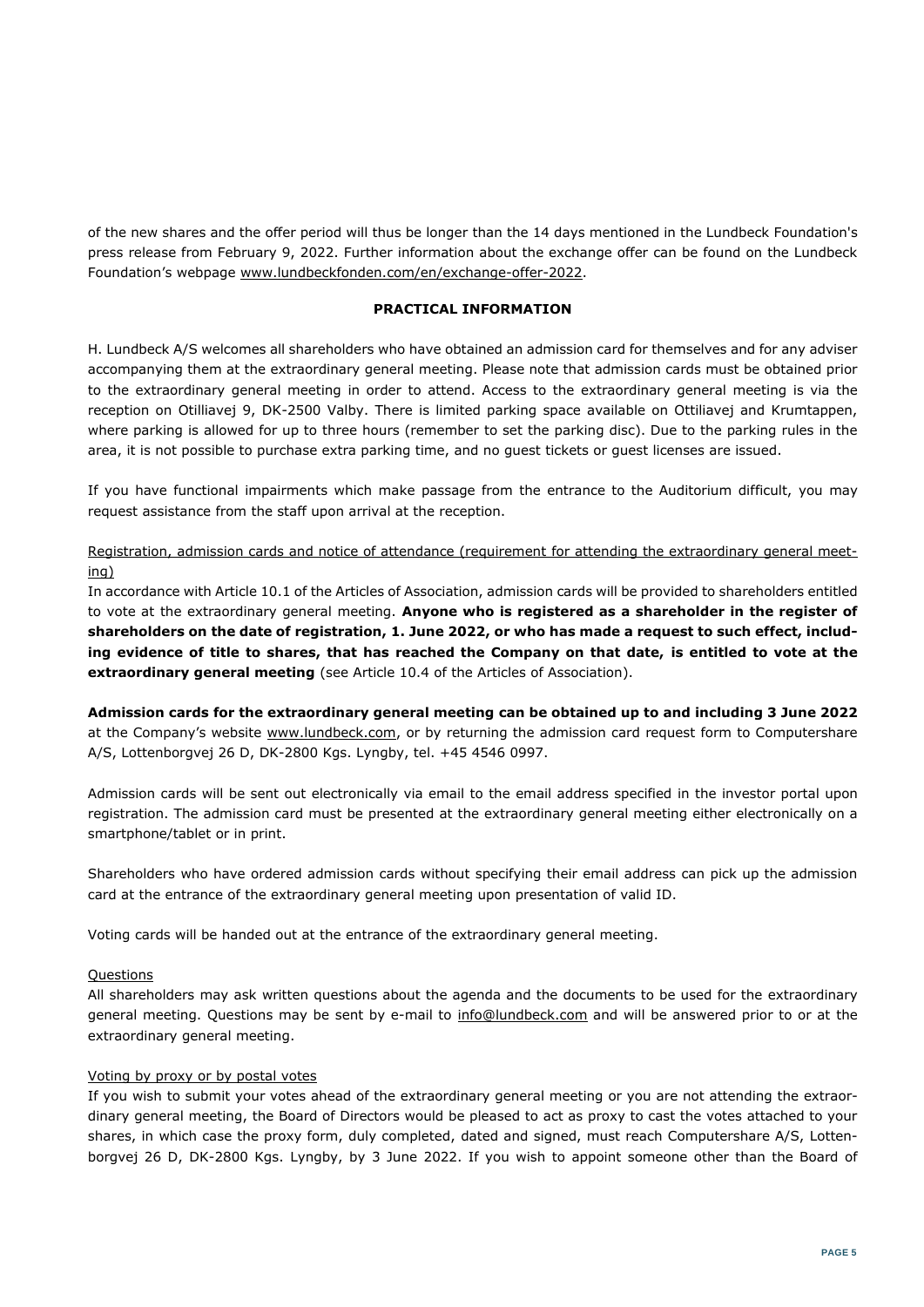of the new shares and the offer period will thus be longer than the 14 days mentioned in the Lundbeck Foundation's press release from February 9, 2022. Further information about the exchange offer can be found on the Lundbeck Foundation's webpage www.lundbeckfonden.com/en/exchange-offer-2022.

## PRACTICAL INFORMATION

H. Lundbeck A/S welcomes all shareholders who have obtained an admission card for themselves and for any adviser accompanying them at the extraordinary general meeting. Please note that admission cards must be obtained prior to the extraordinary general meeting in order to attend. Access to the extraordinary general meeting is via the reception on Otilliavej 9, DK-2500 Valby. There is limited parking space available on Ottiliavej and Krumtappen, where parking is allowed for up to three hours (remember to set the parking disc). Due to the parking rules in the area, it is not possible to purchase extra parking time, and no guest tickets or guest licenses are issued.

If you have functional impairments which make passage from the entrance to the Auditorium difficult, you may request assistance from the staff upon arrival at the reception.

Registration, admission cards and notice of attendance (requirement for attending the extraordinary general meeting)

In accordance with Article 10.1 of the Articles of Association, admission cards will be provided to shareholders entitled to vote at the extraordinary general meeting. **Anyone who is registered as a shareholder in the register of shareholders on the date of registration, 1. June 2022, or who has made a request to such effect, including evidence of title to shares, that has reached the Company on that date, is entitled to vote at the extraordinary general meeting** (see Article 10.4 of the Articles of Association).

**Admission cards for the extraordinary general meeting can be obtained up to and including 3 June 2022** at the Company's website www.lundbeck.com, or by returning the admission card request form to Computershare A/S, Lottenborgvej 26 D, DK-2800 Kgs. Lyngby, tel. +45 4546 0997.

Admission cards will be sent out electronically via email to the email address specified in the investor portal upon registration. The admission card must be presented at the extraordinary general meeting either electronically on a smartphone/tablet or in print.

Shareholders who have ordered admission cards without specifying their email address can pick up the admission card at the entrance of the extraordinary general meeting upon presentation of valid ID.

Voting cards will be handed out at the entrance of the extraordinary general meeting.

Questions

All shareholders may ask written questions about the agenda and the documents to be used for the extraordinary general meeting. Questions may be sent by e-mail to info@lundbeck.com and will be answered prior to or at the extraordinary general meeting.

Voting by proxy or by postal votes

If you wish to submit your votes ahead of the extraordinary general meeting or you are not attending the extraordinary general meeting, the Board of Directors would be pleased to act as proxy to cast the votes attached to your shares, in which case the proxy form, duly completed, dated and signed, must reach Computershare A/S, Lottenborgvej 26 D, DK-2800 Kgs. Lyngby, by 3 June 2022. If you wish to appoint someone other than the Board of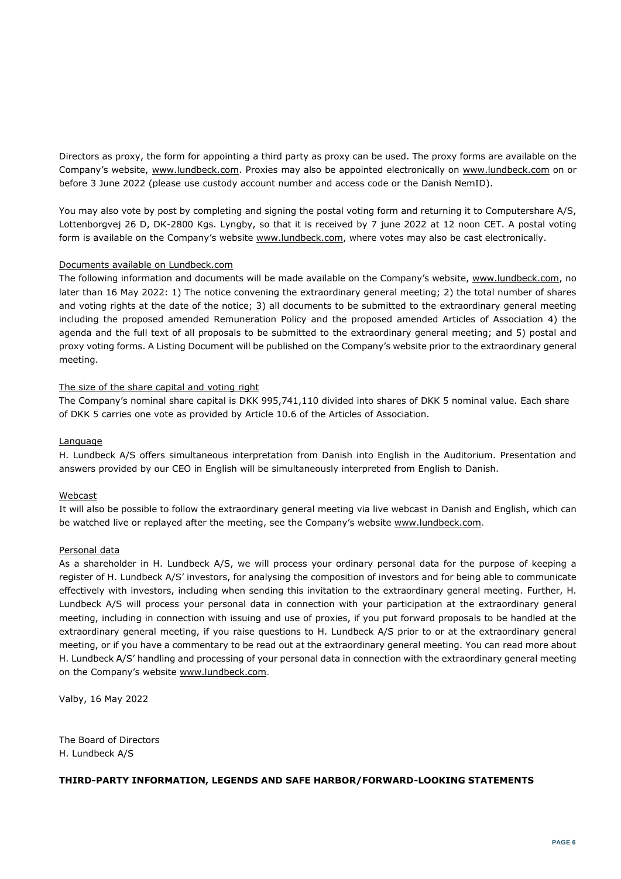Directors as proxy, the form for appointing a third party as proxy can be used. The proxy forms are available on the Company's website, www.lundbeck.com. Proxies may also be appointed electronically on www.lundbeck.com on or before 3 June 2022 (please use custody account number and access code or the Danish NemID).

You may also vote by post by completing and signing the postal voting form and returning it to Computershare A/S, Lottenborgvej 26 D, DK-2800 Kgs. Lyngby, so that it is received by 7 june 2022 at 12 noon CET. A postal voting form is available on the Company's website www.lundbeck.com, where votes may also be cast electronically.

Documents available on Lundbeck.com

The following information and documents will be made available on the Company's website, www.lundbeck.com, no later than 16 May 2022: 1) The notice convening the extraordinary general meeting; 2) the total number of shares and voting rights at the date of the notice; 3) all documents to be submitted to the extraordinary general meeting including the proposed amended Remuneration Policy and the proposed amended Articles of Association 4) the agenda and the full text of all proposals to be submitted to the extraordinary general meeting; and 5) postal and proxy voting forms. A Listing Document will be published on the Company's website prior to the extraordinary general meeting.

The size of the share capital and voting right

The Company's nominal share capital is DKK 995,741,110 divided into shares of DKK 5 nominal value. Each share of DKK 5 carries one vote as provided by Article 10.6 of the Articles of Association.

Language

H. Lundbeck A/S offers simultaneous interpretation from Danish into English in the Auditorium. Presentation and answers provided by our CEO in English will be simultaneously interpreted from English to Danish.

Webcast

It will also be possible to follow the extraordinary general meeting via live webcast in Danish and English, which can be watched live or replayed after the meeting, see the Company's website www.lundbeck.com.

Personal data

As a shareholder in H. Lundbeck A/S, we will process your ordinary personal data for the purpose of keeping a register of H. Lundbeck A/S' investors, for analysing the composition of investors and for being able to communicate effectively with investors, including when sending this invitation to the extraordinary general meeting. Further, H. Lundbeck A/S will process your personal data in connection with your participation at the extraordinary general meeting, including in connection with issuing and use of proxies, if you put forward proposals to be handled at the extraordinary general meeting, if you raise questions to H. Lundbeck A/S prior to or at the extraordinary general meeting, or if you have a commentary to be read out at the extraordinary general meeting. You can read more about H. Lundbeck A/S' handling and processing of your personal data in connection with the extraordinary general meeting on the Company's website www.lundbeck.com.

Valby, 16 May 2022

The Board of Directors
H. Lundbeck A/S

**THIRD-PARTY INFORMATION, LEGENDS AND SAFE HARBOR/FORWARD-LOOKING STATEMENTS**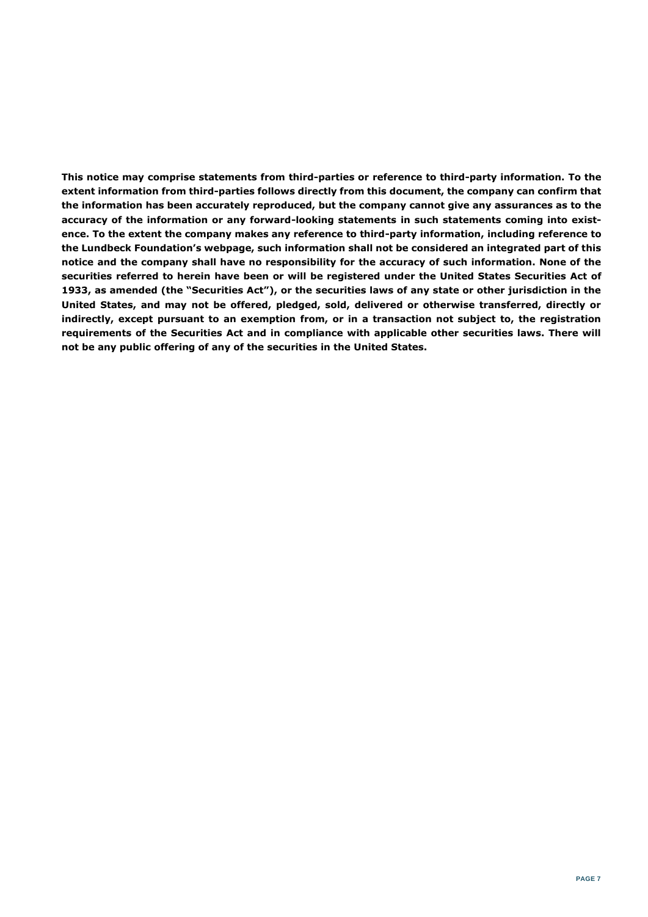**This notice may comprise statements from third-parties or reference to third-party information. To the extent information from third-parties follows directly from this document, the company can confirm that the information has been accurately reproduced, but the company cannot give any assurances as to the accuracy of the information or any forward-looking statements in such statements coming into existence. To the extent the company makes any reference to third-party information, including reference to the Lundbeck Foundation's webpage, such information shall not be considered an integrated part of this notice and the company shall have no responsibility for the accuracy of such information. None of the securities referred to herein have been or will be registered under the United States Securities Act of 1933, as amended (the "Securities Act"), or the securities laws of any state or other jurisdiction in the United States, and may not be offered, pledged, sold, delivered or otherwise transferred, directly or indirectly, except pursuant to an exemption from, or in a transaction not subject to, the registration requirements of the Securities Act and in compliance with applicable other securities laws. There will not be any public offering of any of the securities in the United States.**